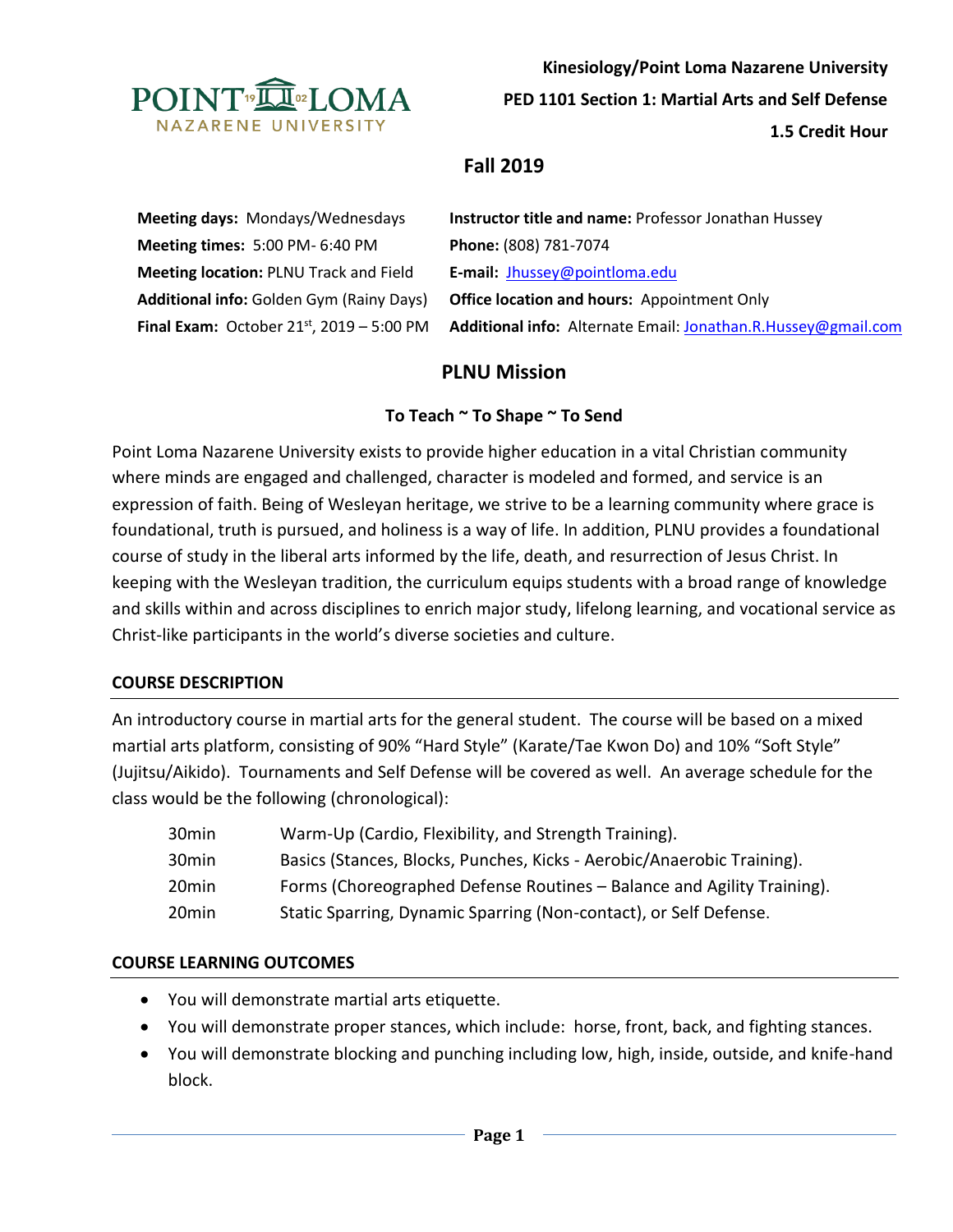**Kinesiology/Point Loma Nazarene University**

**PED 1101 Section 1: Martial Arts and Self Defense**

**1.5 Credit Hour**

## Fall 2019

**Meeting days:** Mondays/Wednesdays

**Meeting times:** 5:00 PM- 6:40 PM

**Meeting location:** PLNU Track and Field

**Additional info:** Golden Gym (Rainy Days)

**Final Exam:** October 21st, 2019 – 5:00 PM

**Instructor title and name:** Professor Jonathan Hussey

**Phone:** (808) 781-7074

**E-mail:** Jhussey@pointloma.edu

**Office location and hours:** Appointment Only

**Additional info:** Alternate Email: Jonathan.R.Hussey@gmail.com

## PLNU Mission

### To Teach ~ To Shape ~ To Send

Point Loma Nazarene University exists to provide higher education in a vital Christian community where minds are engaged and challenged, character is modeled and formed, and service is an expression of faith. Being of Wesleyan heritage, we strive to be a learning community where grace is foundational, truth is pursued, and holiness is a way of life. In addition, PLNU provides a foundational course of study in the liberal arts informed by the life, death, and resurrection of Jesus Christ. In keeping with the Wesleyan tradition, the curriculum equips students with a broad range of knowledge and skills within and across disciplines to enrich major study, lifelong learning, and vocational service as Christ-like participants in the world's diverse societies and culture.

### COURSE DESCRIPTION

An introductory course in martial arts for the general student. The course will be based on a mixed martial arts platform, consisting of 90% "Hard Style" (Karate/Tae Kwon Do) and 10% "Soft Style" (Jujitsu/Aikido). Tournaments and Self Defense will be covered as well. An average schedule for the class would be the following (chronological):

| | |
|---|---|
| 30min | Warm-Up (Cardio, Flexibility, and Strength Training). |
| 30min | Basics (Stances, Blocks, Punches, Kicks - Aerobic/Anaerobic Training). |
| 20min | Forms (Choreographed Defense Routines – Balance and Agility Training). |
| 20min | Static Sparring, Dynamic Sparring (Non-contact), or Self Defense. |

### COURSE LEARNING OUTCOMES

- You will demonstrate martial arts etiquette.
- You will demonstrate proper stances, which include: horse, front, back, and fighting stances.
- You will demonstrate blocking and punching including low, high, inside, outside, and knife-hand block.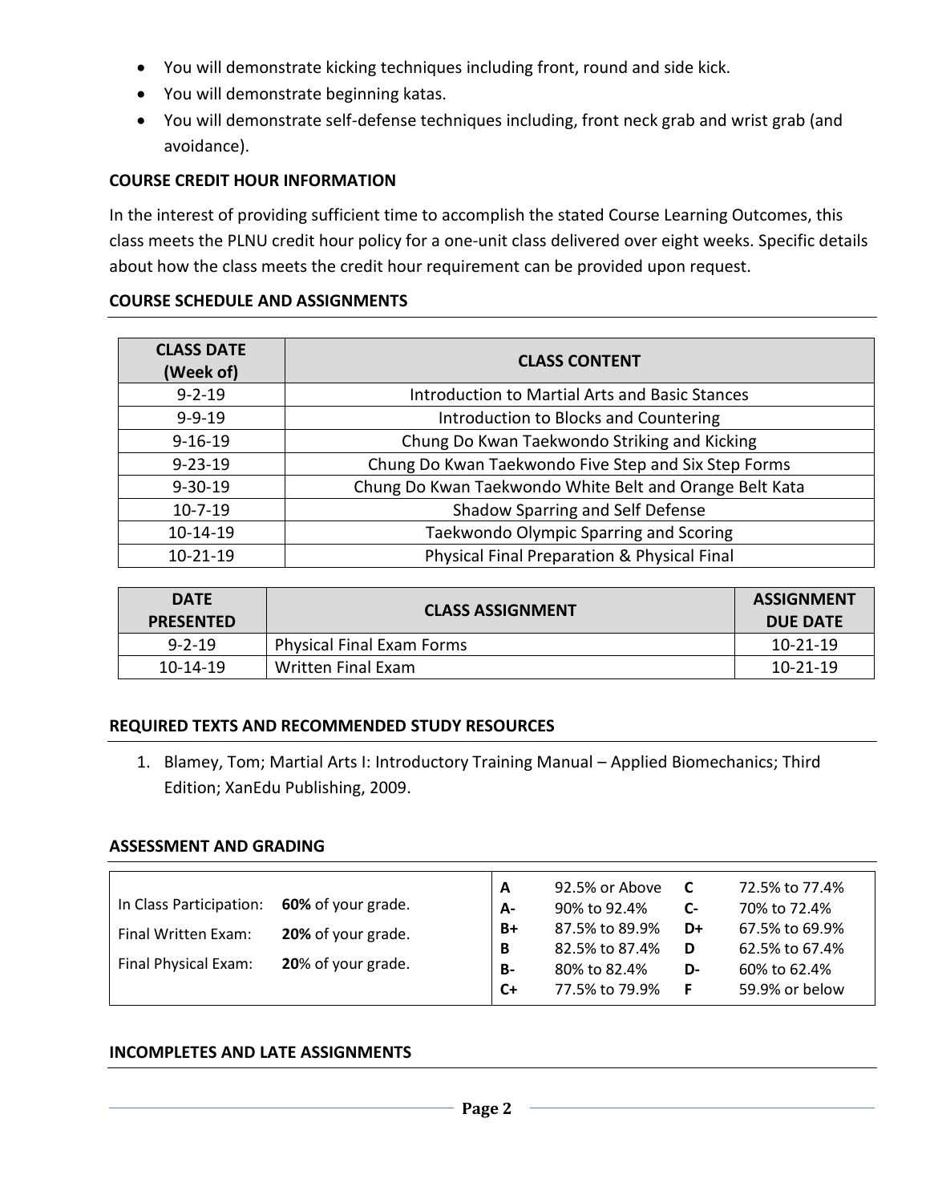- You will demonstrate kicking techniques including front, round and side kick.
- You will demonstrate beginning katas.
- You will demonstrate self-defense techniques including, front neck grab and wrist grab (and avoidance).

**COURSE CREDIT HOUR INFORMATION**

In the interest of providing sufficient time to accomplish the stated Course Learning Outcomes, this class meets the PLNU credit hour policy for a one-unit class delivered over eight weeks. Specific details about how the class meets the credit hour requirement can be provided upon request.

**COURSE SCHEDULE AND ASSIGNMENTS**

| CLASS DATE (Week of) | CLASS CONTENT |
|---|---|
| 9-2-19 | Introduction to Martial Arts and Basic Stances |
| 9-9-19 | Introduction to Blocks and Countering |
| 9-16-19 | Chung Do Kwan Taekwondo Striking and Kicking |
| 9-23-19 | Chung Do Kwan Taekwondo Five Step and Six Step Forms |
| 9-30-19 | Chung Do Kwan Taekwondo White Belt and Orange Belt Kata |
| 10-7-19 | Shadow Sparring and Self Defense |
| 10-14-19 | Taekwondo Olympic Sparring and Scoring |
| 10-21-19 | Physical Final Preparation & Physical Final |

| DATE PRESENTED | CLASS ASSIGNMENT | ASSIGNMENT DUE DATE |
|---|---|---|
| 9-2-19 | Physical Final Exam Forms | 10-21-19 |
| 10-14-19 | Written Final Exam | 10-21-19 |

**REQUIRED TEXTS AND RECOMMENDED STUDY RESOURCES**

1. Blamey, Tom; Martial Arts I: Introductory Training Manual – Applied Biomechanics; Third Edition; XanEdu Publishing, 2009.

**ASSESSMENT AND GRADING**

| Component | Weight |
|---|---|
| In Class Participation: | **60%** of your grade. |
| Final Written Exam: | **20%** of your grade. |
| Final Physical Exam: | **20**% of your grade. |

| Grade | Range | Grade | Range |
|---|---|---|---|
| **A** | 92.5% or Above | **C** | 72.5% to 77.4% |
| **A-** | 90% to 92.4% | **C-** | 70% to 72.4% |
| **B+** | 87.5% to 89.9% | **D+** | 67.5% to 69.9% |
| **B** | 82.5% to 87.4% | **D** | 62.5% to 67.4% |
| **B-** | 80% to 82.4% | **D-** | 60% to 62.4% |
| **C+** | 77.5% to 79.9% | **F** | 59.9% or below |

**INCOMPLETES AND LATE ASSIGNMENTS**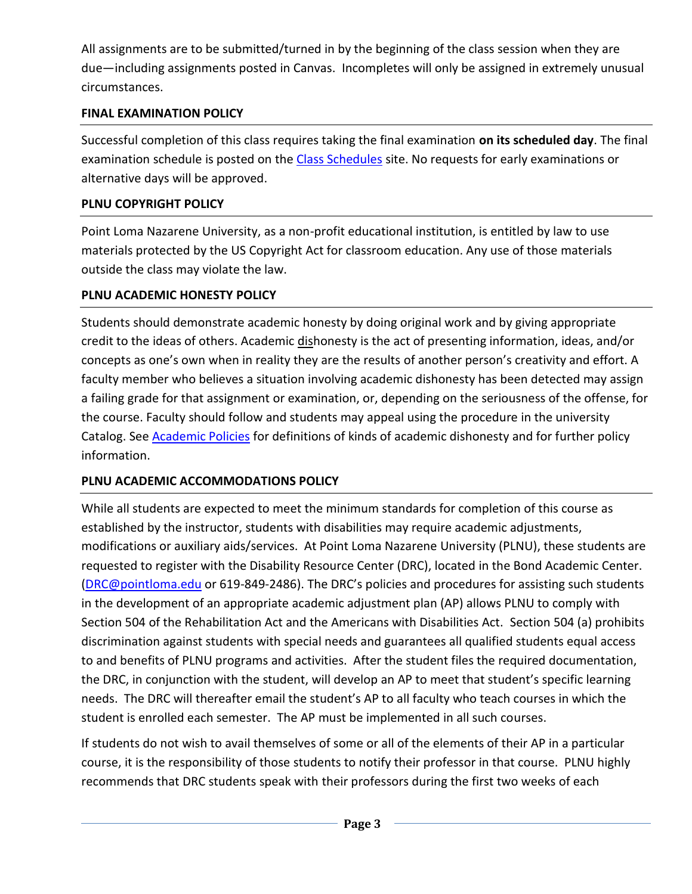All assignments are to be submitted/turned in by the beginning of the class session when they are due—including assignments posted in Canvas. Incompletes will only be assigned in extremely unusual circumstances.

### FINAL EXAMINATION POLICY

Successful completion of this class requires taking the final examination **on its scheduled day**. The final examination schedule is posted on the Class Schedules site. No requests for early examinations or alternative days will be approved.

### PLNU COPYRIGHT POLICY

Point Loma Nazarene University, as a non-profit educational institution, is entitled by law to use materials protected by the US Copyright Act for classroom education. Any use of those materials outside the class may violate the law.

### PLNU ACADEMIC HONESTY POLICY

Students should demonstrate academic honesty by doing original work and by giving appropriate credit to the ideas of others. Academic dishonesty is the act of presenting information, ideas, and/or concepts as one's own when in reality they are the results of another person's creativity and effort. A faculty member who believes a situation involving academic dishonesty has been detected may assign a failing grade for that assignment or examination, or, depending on the seriousness of the offense, for the course. Faculty should follow and students may appeal using the procedure in the university Catalog. See Academic Policies for definitions of kinds of academic dishonesty and for further policy information.

### PLNU ACADEMIC ACCOMMODATIONS POLICY

While all students are expected to meet the minimum standards for completion of this course as established by the instructor, students with disabilities may require academic adjustments, modifications or auxiliary aids/services. At Point Loma Nazarene University (PLNU), these students are requested to register with the Disability Resource Center (DRC), located in the Bond Academic Center. (DRC@pointloma.edu or 619-849-2486). The DRC's policies and procedures for assisting such students in the development of an appropriate academic adjustment plan (AP) allows PLNU to comply with Section 504 of the Rehabilitation Act and the Americans with Disabilities Act. Section 504 (a) prohibits discrimination against students with special needs and guarantees all qualified students equal access to and benefits of PLNU programs and activities. After the student files the required documentation, the DRC, in conjunction with the student, will develop an AP to meet that student's specific learning needs. The DRC will thereafter email the student's AP to all faculty who teach courses in which the student is enrolled each semester. The AP must be implemented in all such courses.

If students do not wish to avail themselves of some or all of the elements of their AP in a particular course, it is the responsibility of those students to notify their professor in that course. PLNU highly recommends that DRC students speak with their professors during the first two weeks of each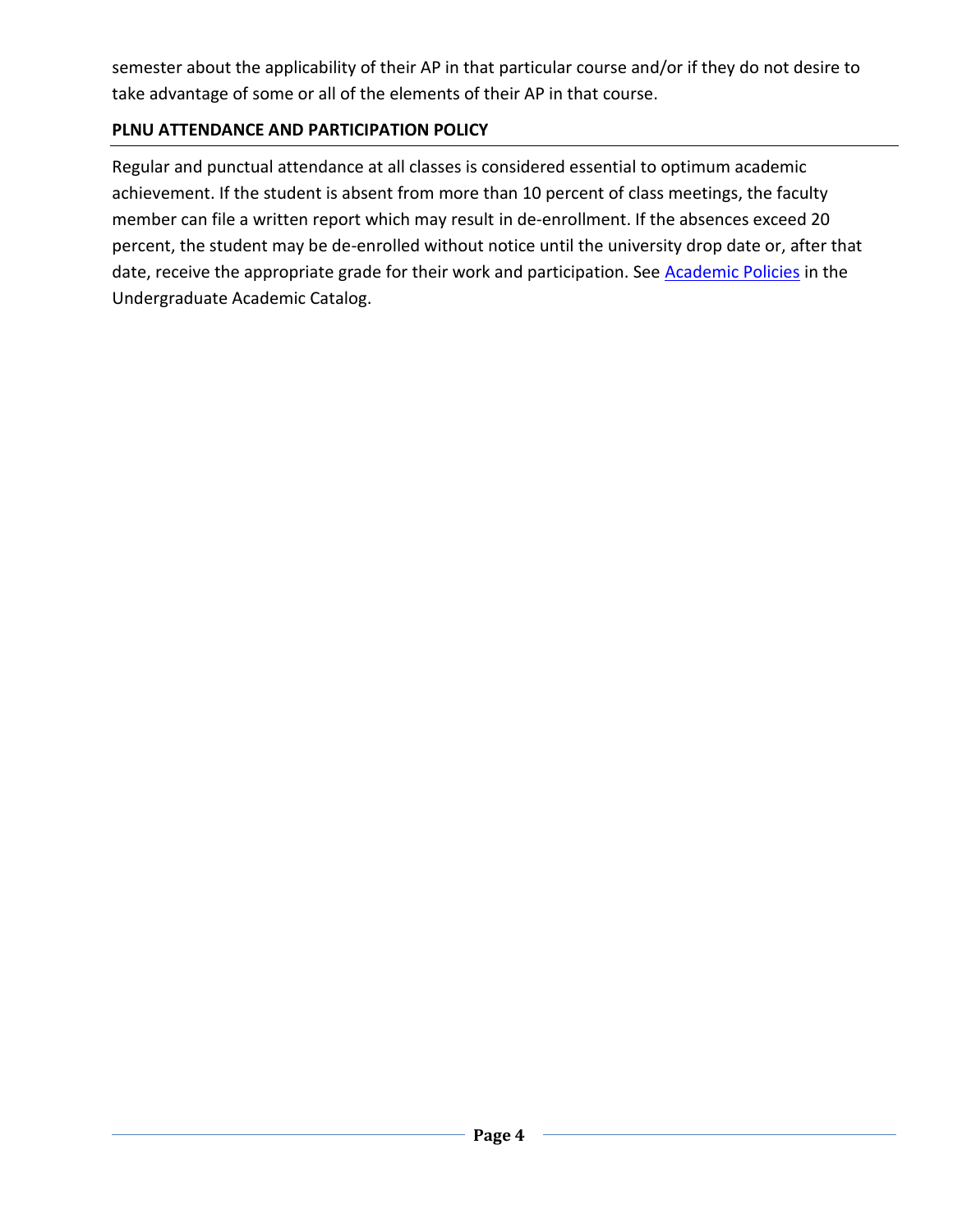semester about the applicability of their AP in that particular course and/or if they do not desire to take advantage of some or all of the elements of their AP in that course.

## PLNU ATTENDANCE AND PARTICIPATION POLICY

Regular and punctual attendance at all classes is considered essential to optimum academic achievement. If the student is absent from more than 10 percent of class meetings, the faculty member can file a written report which may result in de-enrollment. If the absences exceed 20 percent, the student may be de-enrolled without notice until the university drop date or, after that date, receive the appropriate grade for their work and participation. See Academic Policies in the Undergraduate Academic Catalog.